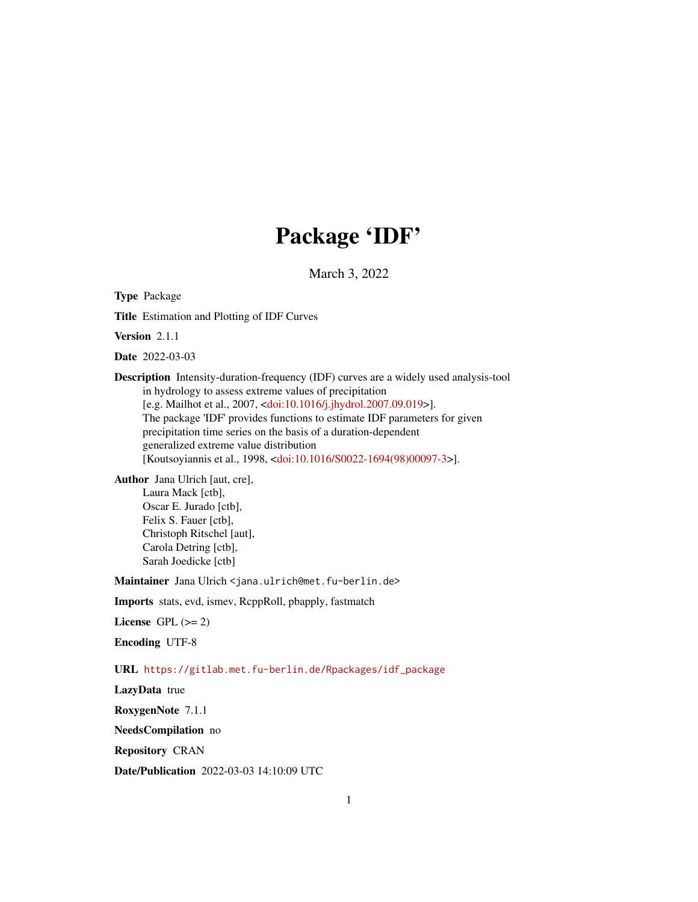# Package 'IDF'

March 3, 2022

**Type** Package

**Title** Estimation and Plotting of IDF Curves

**Version** 2.1.1

**Date** 2022-03-03

**Description** Intensity-duration-frequency (IDF) curves are a widely used analysis-tool in hydrology to assess extreme values of precipitation [e.g. Mailhot et al., 2007, <doi:10.1016/j.jhydrol.2007.09.019>]. The package 'IDF' provides functions to estimate IDF parameters for given precipitation time series on the basis of a duration-dependent generalized extreme value distribution [Koutsoyiannis et al., 1998, <doi:10.1016/S0022-1694(98)00097-3>].

**Author** Jana Ulrich [aut, cre],
Laura Mack [ctb],
Oscar E. Jurado [ctb],
Felix S. Fauer [ctb],
Christoph Ritschel [aut],
Carola Detring [ctb],
Sarah Joedicke [ctb]

**Maintainer** Jana Ulrich <jana.ulrich@met.fu-berlin.de>

**Imports** stats, evd, ismev, RcppRoll, pbapply, fastmatch

**License** GPL (>= 2)

**Encoding** UTF-8

**URL** https://gitlab.met.fu-berlin.de/Rpackages/idf_package

**LazyData** true

**RoxygenNote** 7.1.1

**NeedsCompilation** no

**Repository** CRAN

**Date/Publication** 2022-03-03 14:10:09 UTC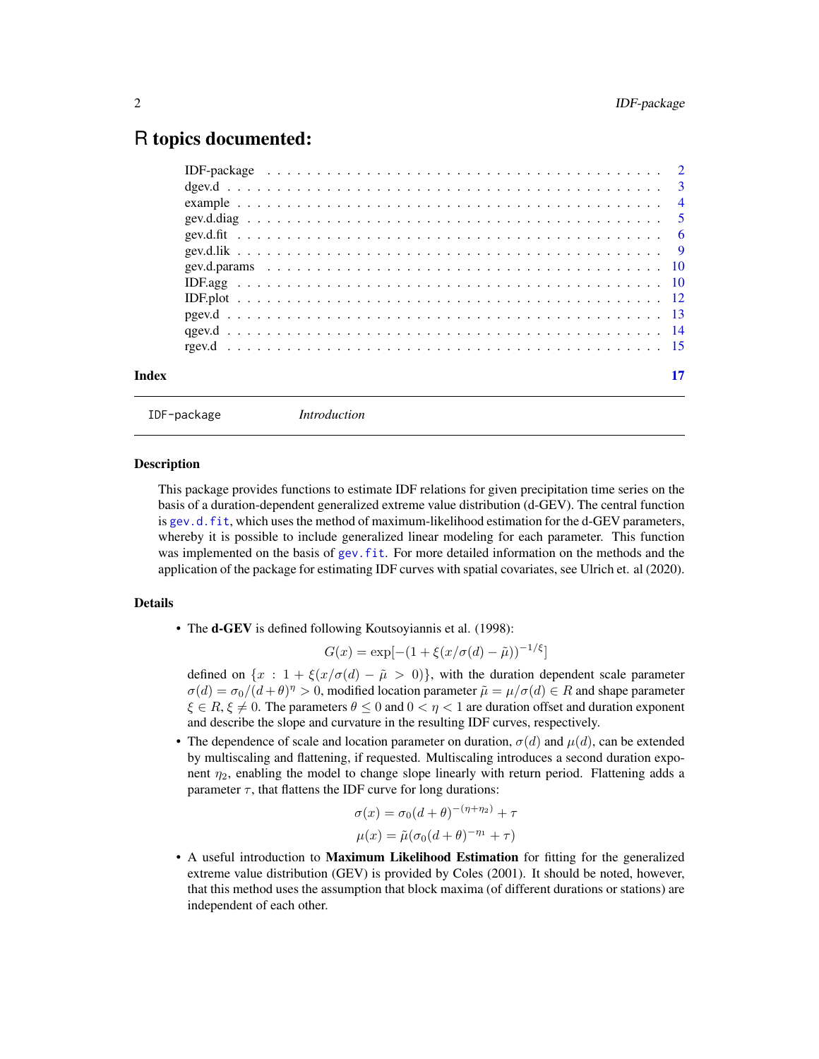# R topics documented:

| | |
|---|---|
| IDF-package | 2 |
| dgev.d | 3 |
| example | 4 |
| gev.d.diag | 5 |
| gev.d.fit | 6 |
| gev.d.lik | 9 |
| gev.d.params | 10 |
| IDF.agg | 10 |
| IDF.plot | 12 |
| pgev.d | 13 |
| qgev.d | 14 |
| rgev.d | 15 |
| **Index** | **17** |

---

`IDF-package` *Introduction*

---

## Description

This package provides functions to estimate IDF relations for given precipitation time series on the basis of a duration-dependent generalized extreme value distribution (d-GEV). The central function is `gev.d.fit`, which uses the method of maximum-likelihood estimation for the d-GEV parameters, whereby it is possible to include generalized linear modeling for each parameter. This function was implemented on the basis of `gev.fit`. For more detailed information on the methods and the application of the package for estimating IDF curves with spatial covariates, see Ulrich et. al (2020).

## Details

- The **d-GEV** is defined following Koutsoyiannis et al. (1998):

$$G(x) = \exp[-(1 + \xi(x/\sigma(d) - \tilde{\mu}))^{-1/\xi}]$$

  defined on $\{x : 1 + \xi(x/\sigma(d) - \tilde{\mu} > 0)\}$, with the duration dependent scale parameter $\sigma(d) = \sigma_0/(d + \theta)^\eta > 0$, modified location parameter $\tilde{\mu} = \mu/\sigma(d) \in R$ and shape parameter $\xi \in R, \xi \neq 0$. The parameters $\theta \leq 0$ and $0 < \eta < 1$ are duration offset and duration exponent and describe the slope and curvature in the resulting IDF curves, respectively.

- The dependence of scale and location parameter on duration, $\sigma(d)$ and $\mu(d)$, can be extended by multiscaling and flattening, if requested. Multiscaling introduces a second duration exponent $\eta_2$, enabling the model to change slope linearly with return period. Flattening adds a parameter $\tau$, that flattens the IDF curve for long durations:

$$\sigma(x) = \sigma_0(d + \theta)^{-(\eta+\eta_2)} + \tau$$

$$\mu(x) = \tilde{\mu}(\sigma_0(d + \theta)^{-\eta_1} + \tau)$$

- A useful introduction to **Maximum Likelihood Estimation** for fitting for the generalized extreme value distribution (GEV) is provided by Coles (2001). It should be noted, however, that this method uses the assumption that block maxima (of different durations or stations) are independent of each other.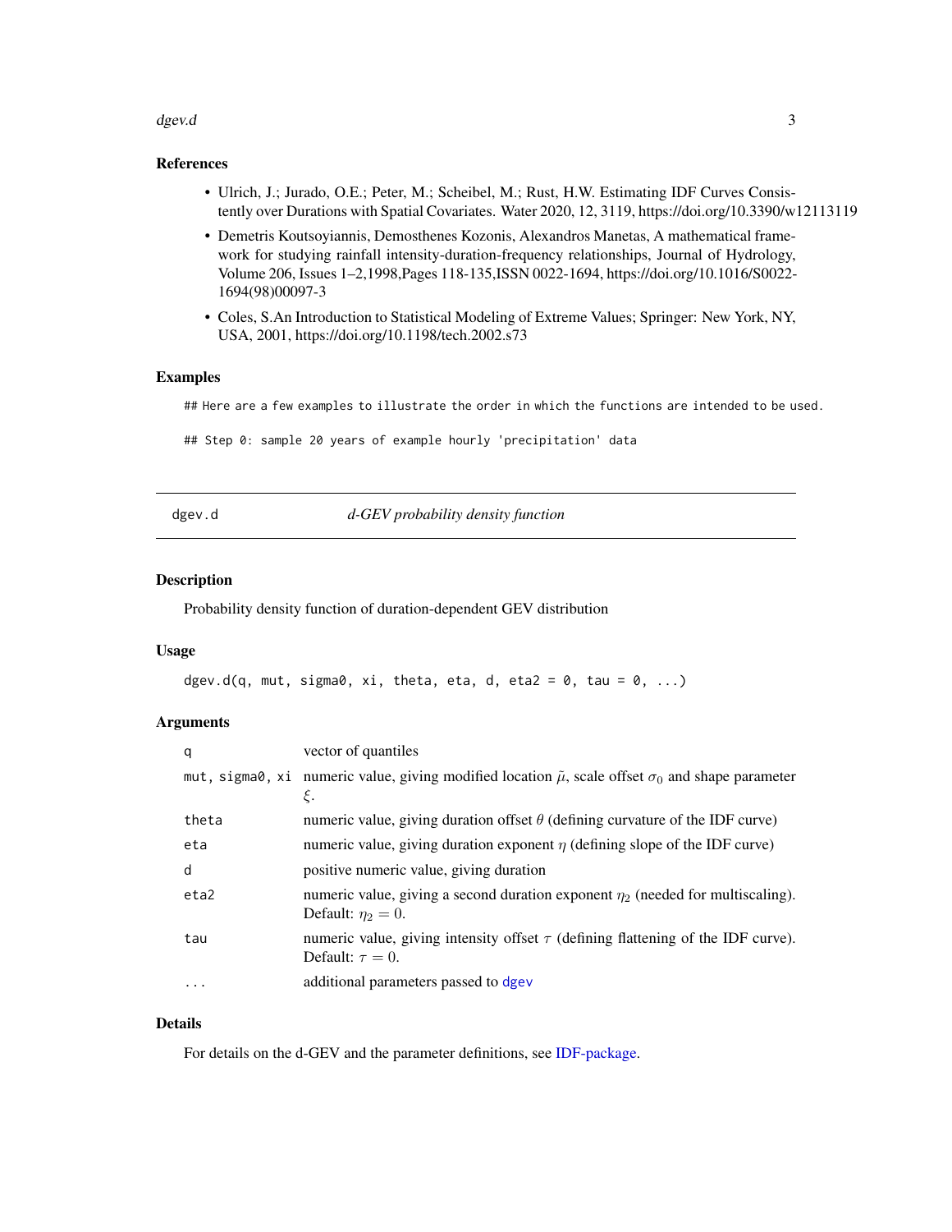## References

- Ulrich, J.; Jurado, O.E.; Peter, M.; Scheibel, M.; Rust, H.W. Estimating IDF Curves Consistently over Durations with Spatial Covariates. Water 2020, 12, 3119, https://doi.org/10.3390/w12113119
- Demetris Koutsoyiannis, Demosthenes Kozonis, Alexandros Manetas, A mathematical framework for studying rainfall intensity-duration-frequency relationships, Journal of Hydrology, Volume 206, Issues 1–2,1998,Pages 118-135,ISSN 0022-1694, https://doi.org/10.1016/S0022-1694(98)00097-3
- Coles, S.An Introduction to Statistical Modeling of Extreme Values; Springer: New York, NY, USA, 2001, https://doi.org/10.1198/tech.2002.s73

## Examples

```
## Here are a few examples to illustrate the order in which the functions are intended to be used.

## Step 0: sample 20 years of example hourly 'precipitation' data
```

---

# dgev.d — *d-GEV probability density function*

## Description

Probability density function of duration-dependent GEV distribution

## Usage

```
dgev.d(q, mut, sigma0, xi, theta, eta, d, eta2 = 0, tau = 0, ...)
```

## Arguments

| | |
|---|---|
| q | vector of quantiles |
| mut, sigma0, xi | numeric value, giving modified location $\tilde{\mu}$, scale offset $\sigma_0$ and shape parameter $\xi$. |
| theta | numeric value, giving duration offset $\theta$ (defining curvature of the IDF curve) |
| eta | numeric value, giving duration exponent $\eta$ (defining slope of the IDF curve) |
| d | positive numeric value, giving duration |
| eta2 | numeric value, giving a second duration exponent $\eta_2$ (needed for multiscaling). Default: $\eta_2 = 0$. |
| tau | numeric value, giving intensity offset $\tau$ (defining flattening of the IDF curve). Default: $\tau = 0$. |
| ... | additional parameters passed to dgev |

## Details

For details on the d-GEV and the parameter definitions, see IDF-package.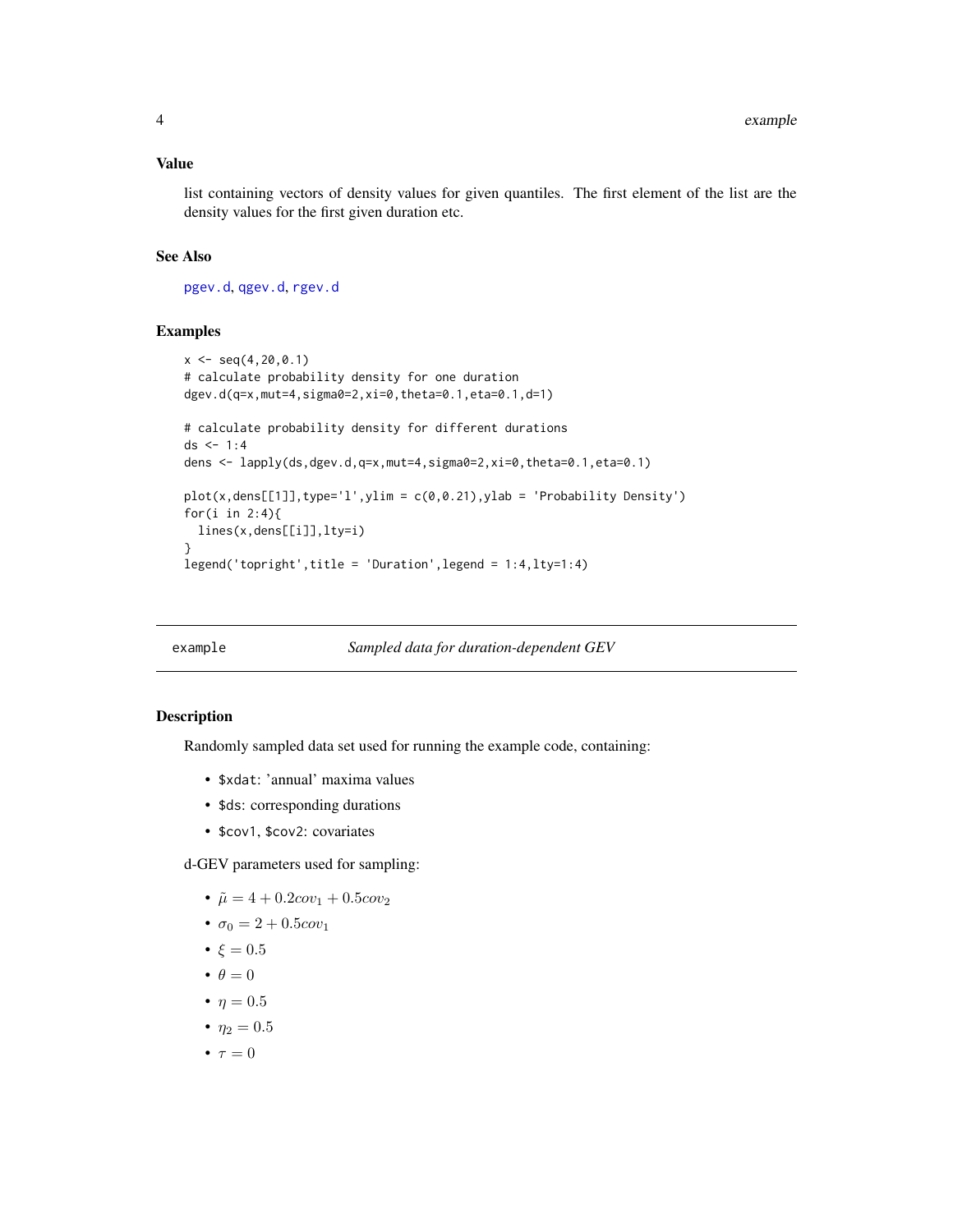## Value

list containing vectors of density values for given quantiles. The first element of the list are the density values for the first given duration etc.

## See Also

pgev.d, qgev.d, rgev.d

## Examples

```
x <- seq(4,20,0.1)
# calculate probability density for one duration
dgev.d(q=x,mut=4,sigma0=2,xi=0,theta=0.1,eta=0.1,d=1)

# calculate probability density for different durations
ds <- 1:4
dens <- lapply(ds,dgev.d,q=x,mut=4,sigma0=2,xi=0,theta=0.1,eta=0.1)

plot(x,dens[[1]],type='l',ylim = c(0,0.21),ylab = 'Probability Density')
for(i in 2:4){
  lines(x,dens[[i]],lty=i)
}
legend('topright',title = 'Duration',legend = 1:4,lty=1:4)
```

---

# example — *Sampled data for duration-dependent GEV*

## Description

Randomly sampled data set used for running the example code, containing:

- `$xdat`: 'annual' maxima values
- `$ds`: corresponding durations
- `$cov1`, `$cov2`: covariates

d-GEV parameters used for sampling:

- $\tilde{\mu} = 4 + 0.2cov_1 + 0.5cov_2$
- $\sigma_0 = 2 + 0.5cov_1$
- $\xi = 0.5$
- $\theta = 0$
- $\eta = 0.5$
- $\eta_2 = 0.5$
- $\tau = 0$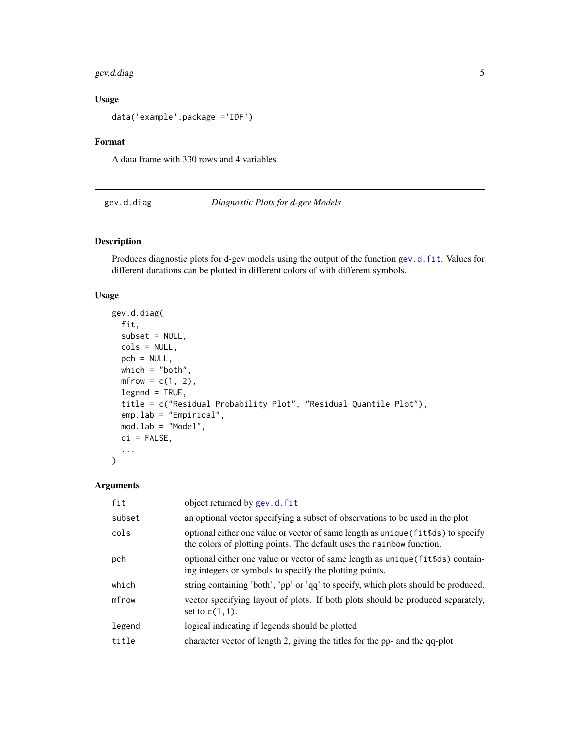### Usage

```
data('example',package ='IDF')
```

### Format

A data frame with 330 rows and 4 variables

## gev.d.diag *Diagnostic Plots for d-gev Models*

### Description

Produces diagnostic plots for d-gev models using the output of the function gev.d.fit. Values for different durations can be plotted in different colors of with different symbols.

### Usage

```
gev.d.diag(
  fit,
  subset = NULL,
  cols = NULL,
  pch = NULL,
  which = "both",
  mfrow = c(1, 2),
  legend = TRUE,
  title = c("Residual Probability Plot", "Residual Quantile Plot"),
  emp.lab = "Empirical",
  mod.lab = "Model",
  ci = FALSE,
  ...
)
```

### Arguments

| | |
|---|---|
| fit | object returned by gev.d.fit |
| subset | an optional vector specifying a subset of observations to be used in the plot |
| cols | optional either one value or vector of same length as unique(fit$ds) to specify the colors of plotting points. The default uses the rainbow function. |
| pch | optional either one value or vector of same length as unique(fit$ds) containing integers or symbols to specify the plotting points. |
| which | string containing 'both', 'pp' or 'qq' to specify, which plots should be produced. |
| mfrow | vector specifying layout of plots. If both plots should be produced separately, set to c(1,1). |
| legend | logical indicating if legends should be plotted |
| title | character vector of length 2, giving the titles for the pp- and the qq-plot |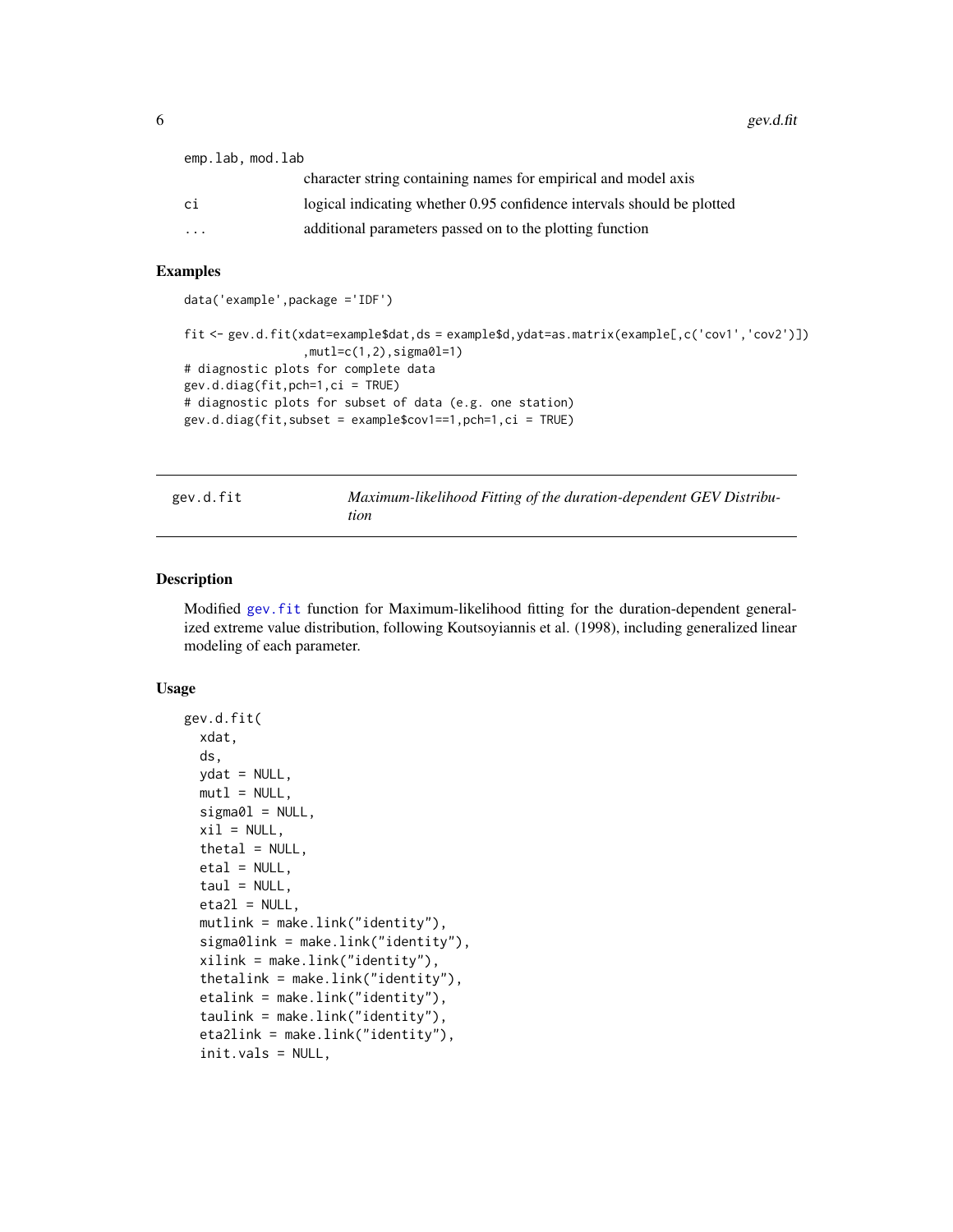emp.lab, mod.lab
: character string containing names for empirical and model axis

ci
: logical indicating whether 0.95 confidence intervals should be plotted

...
: additional parameters passed on to the plotting function

### Examples

```
data('example',package ='IDF')

fit <- gev.d.fit(xdat=example$dat,ds = example$d,ydat=as.matrix(example[,c('cov1','cov2')])
                 ,mutl=c(1,2),sigma0l=1)
# diagnostic plots for complete data
gev.d.diag(fit,pch=1,ci = TRUE)
# diagnostic plots for subset of data (e.g. one station)
gev.d.diag(fit,subset = example$cov1==1,pch=1,ci = TRUE)
```

---

## gev.d.fit — *Maximum-likelihood Fitting of the duration-dependent GEV Distribution*

---

### Description

Modified gev.fit function for Maximum-likelihood fitting for the duration-dependent generalized extreme value distribution, following Koutsoyiannis et al. (1998), including generalized linear modeling of each parameter.

### Usage

```
gev.d.fit(
  xdat,
  ds,
  ydat = NULL,
  mutl = NULL,
  sigma0l = NULL,
  xil = NULL,
  thetal = NULL,
  etal = NULL,
  taul = NULL,
  eta2l = NULL,
  mutlink = make.link("identity"),
  sigma0link = make.link("identity"),
  xilink = make.link("identity"),
  thetalink = make.link("identity"),
  etalink = make.link("identity"),
  taulink = make.link("identity"),
  eta2link = make.link("identity"),
  init.vals = NULL,
```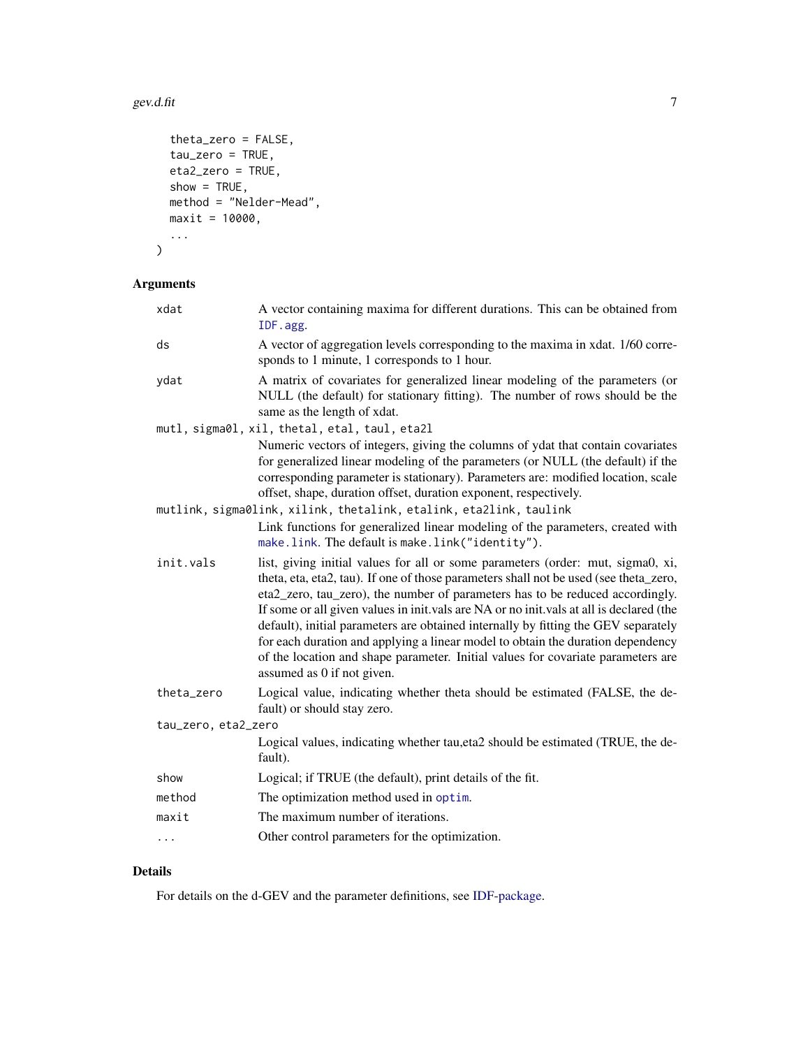```
  theta_zero = FALSE,
  tau_zero = TRUE,
  eta2_zero = TRUE,
  show = TRUE,
  method = "Nelder-Mead",
  maxit = 10000,
  ...
)
```

## Arguments

| Argument | Description |
|---|---|
| xdat | A vector containing maxima for different durations. This can be obtained from IDF.agg. |
| ds | A vector of aggregation levels corresponding to the maxima in xdat. 1/60 corresponds to 1 minute, 1 corresponds to 1 hour. |
| ydat | A matrix of covariates for generalized linear modeling of the parameters (or NULL (the default) for stationary fitting). The number of rows should be the same as the length of xdat. |
| mutl, sigma0l, xil, thetal, etal, taul, eta2l | Numeric vectors of integers, giving the columns of ydat that contain covariates for generalized linear modeling of the parameters (or NULL (the default) if the corresponding parameter is stationary). Parameters are: modified location, scale offset, shape, duration offset, duration exponent, respectively. |
| mutlink, sigma0link, xilink, thetalink, etalink, eta2link, taulink | Link functions for generalized linear modeling of the parameters, created with make.link. The default is `make.link("identity")`. |
| init.vals | list, giving initial values for all or some parameters (order: mut, sigma0, xi, theta, eta, eta2, tau). If one of those parameters shall not be used (see theta_zero, eta2_zero, tau_zero), the number of parameters has to be reduced accordingly. If some or all given values in init.vals are NA or no init.vals at all is declared (the default), initial parameters are obtained internally by fitting the GEV separately for each duration and applying a linear model to obtain the duration dependency of the location and shape parameter. Initial values for covariate parameters are assumed as 0 if not given. |
| theta_zero | Logical value, indicating whether theta should be estimated (FALSE, the default) or should stay zero. |
| tau_zero, eta2_zero | Logical values, indicating whether tau,eta2 should be estimated (TRUE, the default). |
| show | Logical; if TRUE (the default), print details of the fit. |
| method | The optimization method used in optim. |
| maxit | The maximum number of iterations. |
| ... | Other control parameters for the optimization. |

## Details

For details on the d-GEV and the parameter definitions, see IDF-package.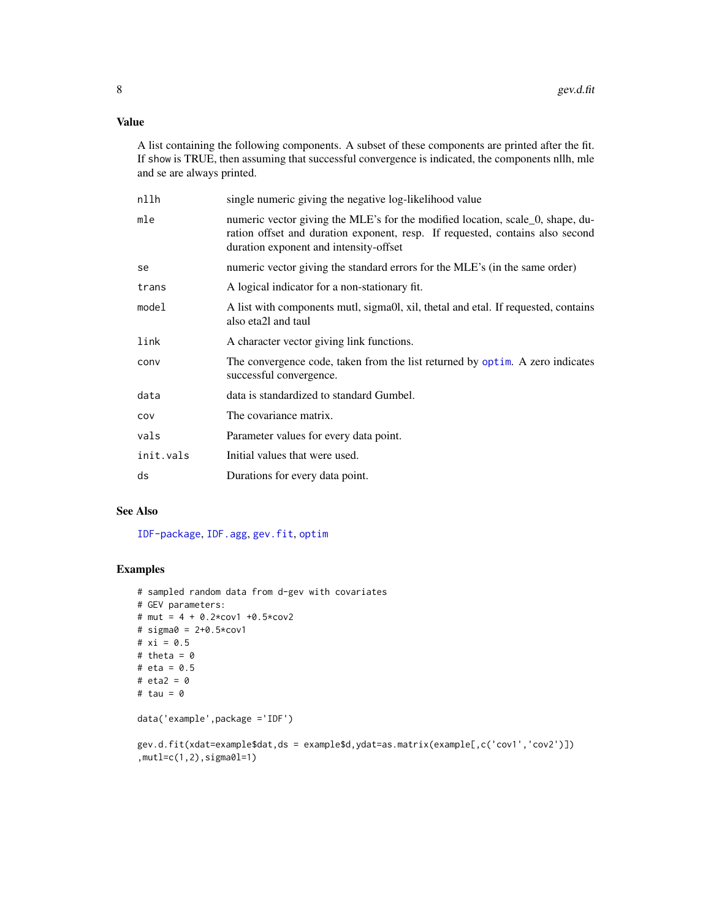### Value

A list containing the following components. A subset of these components are printed after the fit. If `show` is TRUE, then assuming that successful convergence is indicated, the components nllh, mle and se are always printed.

| | |
|---|---|
| `nllh` | single numeric giving the negative log-likelihood value |
| `mle` | numeric vector giving the MLE's for the modified location, scale_0, shape, duration offset and duration exponent, resp. If requested, contains also second duration exponent and intensity-offset |
| `se` | numeric vector giving the standard errors for the MLE's (in the same order) |
| `trans` | A logical indicator for a non-stationary fit. |
| `model` | A list with components mutl, sigma0l, xil, thetal and etal. If requested, contains also eta2l and taul |
| `link` | A character vector giving link functions. |
| `conv` | The convergence code, taken from the list returned by `optim`. A zero indicates successful convergence. |
| `data` | data is standardized to standard Gumbel. |
| `cov` | The covariance matrix. |
| `vals` | Parameter values for every data point. |
| `init.vals` | Initial values that were used. |
| `ds` | Durations for every data point. |

### See Also

`IDF-package`, `IDF.agg`, `gev.fit`, `optim`

### Examples

```
# sampled random data from d-gev with covariates
# GEV parameters:
# mut = 4 + 0.2*cov1 +0.5*cov2
# sigma0 = 2+0.5*cov1
# xi = 0.5
# theta = 0
# eta = 0.5
# eta2 = 0
# tau = 0

data('example',package ='IDF')

gev.d.fit(xdat=example$dat,ds = example$d,ydat=as.matrix(example[,c('cov1','cov2')])
,mutl=c(1,2),sigma0l=1)
```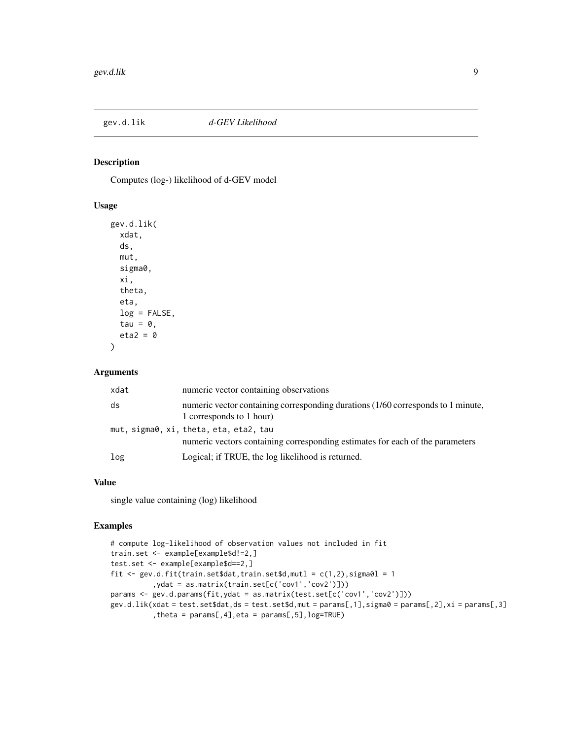## gev.d.lik *d-GEV Likelihood*

### Description

Computes (log-) likelihood of d-GEV model

### Usage

```
gev.d.lik(
  xdat,
  ds,
  mut,
  sigma0,
  xi,
  theta,
  eta,
  log = FALSE,
  tau = 0,
  eta2 = 0
)
```

### Arguments

| | |
|---|---|
| `xdat` | numeric vector containing observations |
| `ds` | numeric vector containing corresponding durations (1/60 corresponds to 1 minute, 1 corresponds to 1 hour) |
| `mut, sigma0, xi, theta, eta, eta2, tau` | numeric vectors containing corresponding estimates for each of the parameters |
| `log` | Logical; if TRUE, the log likelihood is returned. |

### Value

single value containing (log) likelihood

### Examples

```
# compute log-likelihood of observation values not included in fit
train.set <- example[example$d!=2,]
test.set <- example[example$d==2,]
fit <- gev.d.fit(train.set$dat,train.set$d,mutl = c(1,2),sigma0l = 1
          ,ydat = as.matrix(train.set[c('cov1','cov2')]))
params <- gev.d.params(fit,ydat = as.matrix(test.set[c('cov1','cov2')]))
gev.d.lik(xdat = test.set$dat,ds = test.set$d,mut = params[,1],sigma0 = params[,2],xi = params[,3]
          ,theta = params[,4],eta = params[,5],log=TRUE)
```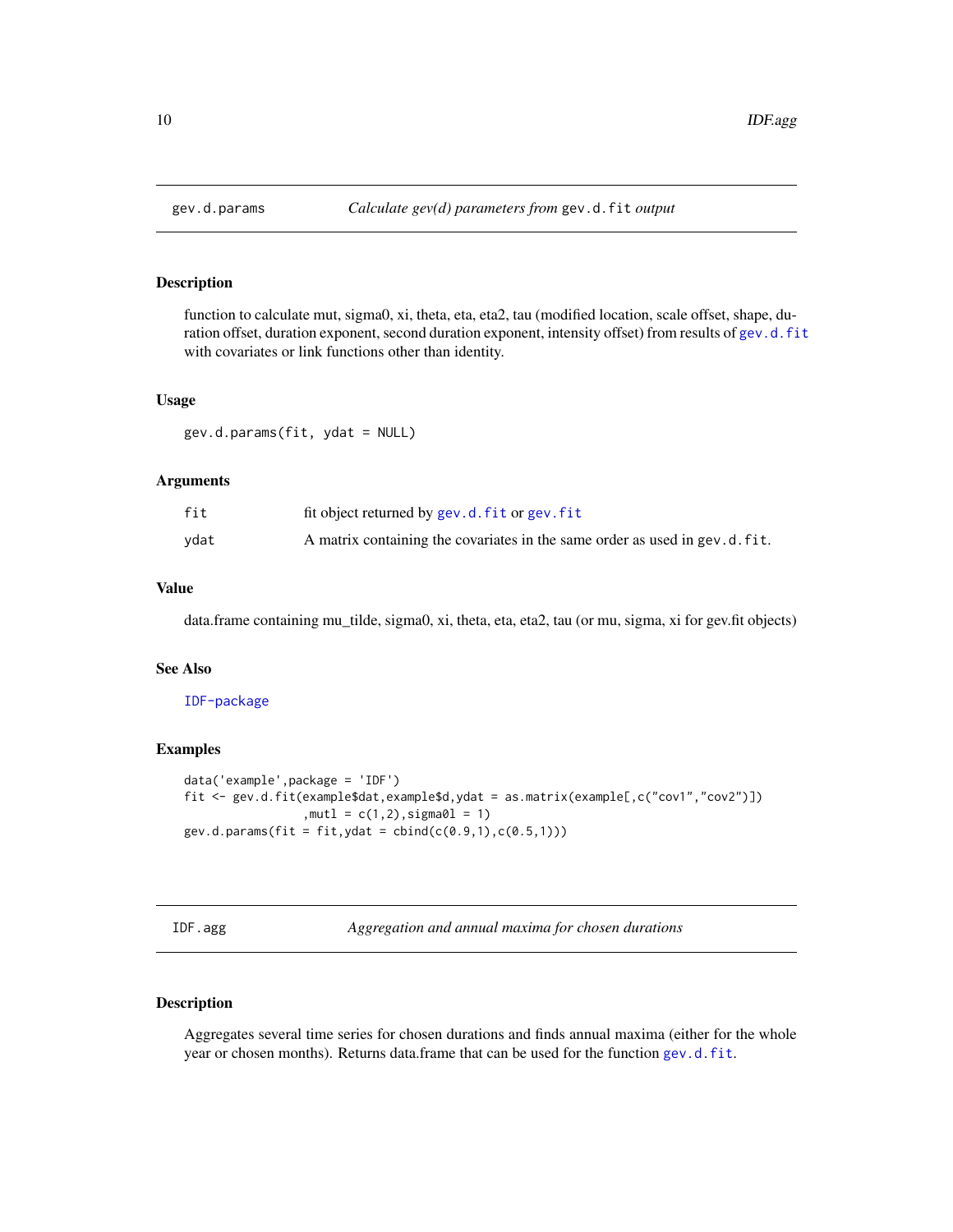## gev.d.params — *Calculate gev(d) parameters from* `gev.d.fit` *output*

### Description

function to calculate mut, sigma0, xi, theta, eta, eta2, tau (modified location, scale offset, shape, duration offset, duration exponent, second duration exponent, intensity offset) from results of `gev.d.fit` with covariates or link functions other than identity.

### Usage

```
gev.d.params(fit, ydat = NULL)
```

### Arguments

| | |
|---|---|
| `fit` | fit object returned by `gev.d.fit` or `gev.fit` |
| `ydat` | A matrix containing the covariates in the same order as used in `gev.d.fit`. |

### Value

data.frame containing mu_tilde, sigma0, xi, theta, eta, eta2, tau (or mu, sigma, xi for gev.fit objects)

### See Also

`IDF-package`

### Examples

```
data('example',package = 'IDF')
fit <- gev.d.fit(example$dat,example$d,ydat = as.matrix(example[,c("cov1","cov2")])
                 ,mutl = c(1,2),sigma0l = 1)
gev.d.params(fit = fit,ydat = cbind(c(0.9,1),c(0.5,1)))
```

## IDF.agg — *Aggregation and annual maxima for chosen durations*

### Description

Aggregates several time series for chosen durations and finds annual maxima (either for the whole year or chosen months). Returns data.frame that can be used for the function `gev.d.fit`.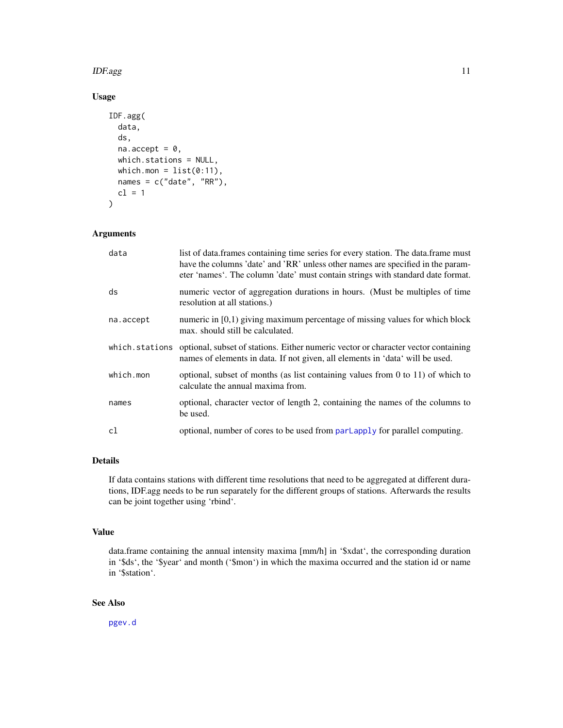## Usage

```
IDF.agg(
  data,
  ds,
  na.accept = 0,
  which.stations = NULL,
  which.mon = list(0:11),
  names = c("date", "RR"),
  cl = 1
)
```

## Arguments

| | |
|---|---|
| `data` | list of data.frames containing time series for every station. The data.frame must have the columns 'date' and 'RR' unless other names are specified in the parameter 'names'. The column 'date' must contain strings with standard date format. |
| `ds` | numeric vector of aggregation durations in hours. (Must be multiples of time resolution at all stations.) |
| `na.accept` | numeric in [0,1) giving maximum percentage of missing values for which block max. should still be calculated. |
| `which.stations` | optional, subset of stations. Either numeric vector or character vector containing names of elements in data. If not given, all elements in 'data' will be used. |
| `which.mon` | optional, subset of months (as list containing values from 0 to 11) of which to calculate the annual maxima from. |
| `names` | optional, character vector of length 2, containing the names of the columns to be used. |
| `cl` | optional, number of cores to be used from `parLapply` for parallel computing. |

## Details

If data contains stations with different time resolutions that need to be aggregated at different durations, IDF.agg needs to be run separately for the different groups of stations. Afterwards the results can be joint together using 'rbind'.

## Value

data.frame containing the annual intensity maxima [mm/h] in '$xdat', the corresponding duration in '$ds', the '$year' and month ('$mon') in which the maxima occurred and the station id or name in '$station'.

## See Also

`pgev.d`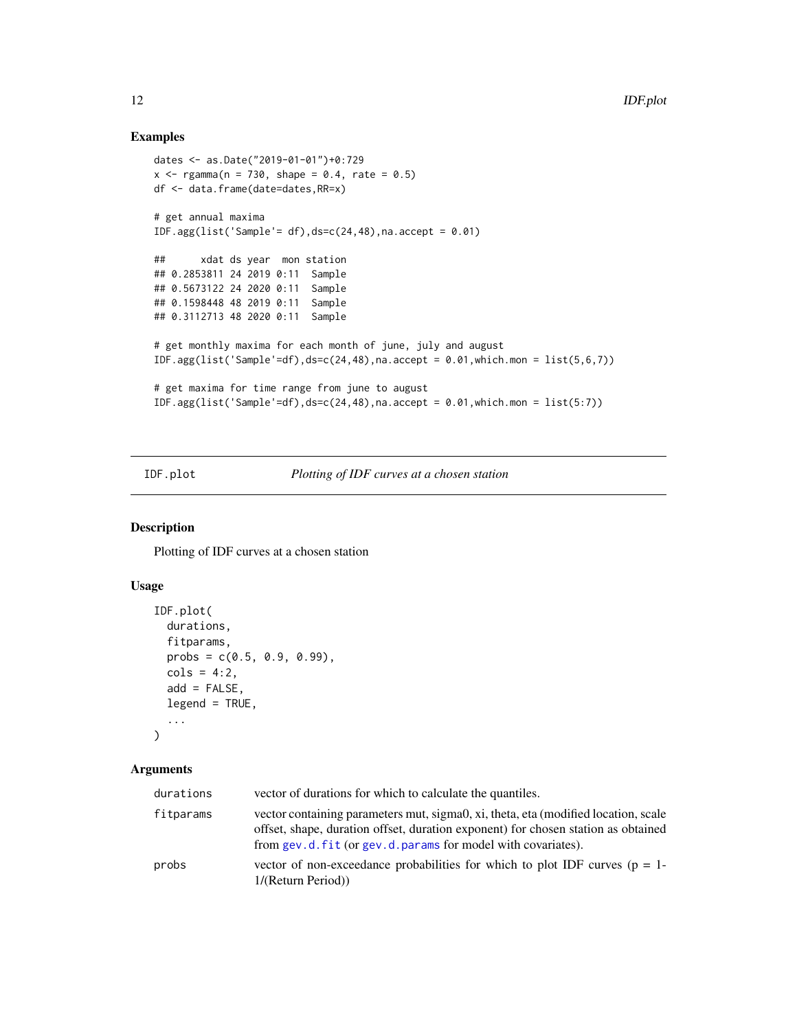## Examples

```
dates <- as.Date("2019-01-01")+0:729
x <- rgamma(n = 730, shape = 0.4, rate = 0.5)
df <- data.frame(date=dates,RR=x)

# get annual maxima
IDF.agg(list('Sample'= df),ds=c(24,48),na.accept = 0.01)

##      xdat ds year  mon station
## 0.2853811 24 2019 0:11  Sample
## 0.5673122 24 2020 0:11  Sample
## 0.1598448 48 2019 0:11  Sample
## 0.3112713 48 2020 0:11  Sample

# get monthly maxima for each month of june, july and august
IDF.agg(list('Sample'=df),ds=c(24,48),na.accept = 0.01,which.mon = list(5,6,7))

# get maxima for time range from june to august
IDF.agg(list('Sample'=df),ds=c(24,48),na.accept = 0.01,which.mon = list(5:7))
```

---

`IDF.plot` *Plotting of IDF curves at a chosen station*

---

## Description

Plotting of IDF curves at a chosen station

## Usage

```
IDF.plot(
  durations,
  fitparams,
  probs = c(0.5, 0.9, 0.99),
  cols = 4:2,
  add = FALSE,
  legend = TRUE,
  ...
)
```

## Arguments

| | |
|---|---|
| `durations` | vector of durations for which to calculate the quantiles. |
| `fitparams` | vector containing parameters mut, sigma0, xi, theta, eta (modified location, scale offset, shape, duration offset, duration exponent) for chosen station as obtained from `gev.d.fit` (or `gev.d.params` for model with covariates). |
| `probs` | vector of non-exceedance probabilities for which to plot IDF curves (p = 1-1/(Return Period)) |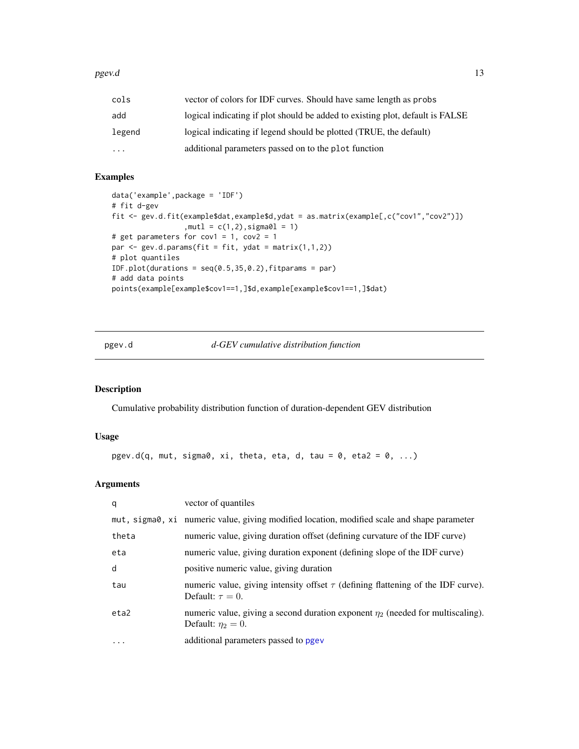| | |
|---|---|
| cols | vector of colors for IDF curves. Should have same length as probs |
| add | logical indicating if plot should be added to existing plot, default is FALSE |
| legend | logical indicating if legend should be plotted (TRUE, the default) |
| ... | additional parameters passed on to the plot function |

### Examples

```
data('example',package = 'IDF')
# fit d-gev
fit <- gev.d.fit(example$dat,example$d,ydat = as.matrix(example[,c("cov1","cov2")])
                 ,mutl = c(1,2),sigma0l = 1)
# get parameters for cov1 = 1, cov2 = 1
par <- gev.d.params(fit = fit, ydat = matrix(1,1,2))
# plot quantiles
IDF.plot(durations = seq(0.5,35,0.2),fitparams = par)
# add data points
points(example[example$cov1==1,]$d,example[example$cov1==1,]$dat)
```

---

## pgev.d — *d-GEV cumulative distribution function*

### Description

Cumulative probability distribution function of duration-dependent GEV distribution

### Usage

```
pgev.d(q, mut, sigma0, xi, theta, eta, d, tau = 0, eta2 = 0, ...)
```

### Arguments

| | |
|---|---|
| q | vector of quantiles |
| mut, sigma0, xi | numeric value, giving modified location, modified scale and shape parameter |
| theta | numeric value, giving duration offset (defining curvature of the IDF curve) |
| eta | numeric value, giving duration exponent (defining slope of the IDF curve) |
| d | positive numeric value, giving duration |
| tau | numeric value, giving intensity offset $\tau$ (defining flattening of the IDF curve). Default: $\tau = 0$. |
| eta2 | numeric value, giving a second duration exponent $\eta_2$ (needed for multiscaling). Default: $\eta_2 = 0$. |
| ... | additional parameters passed to pgev |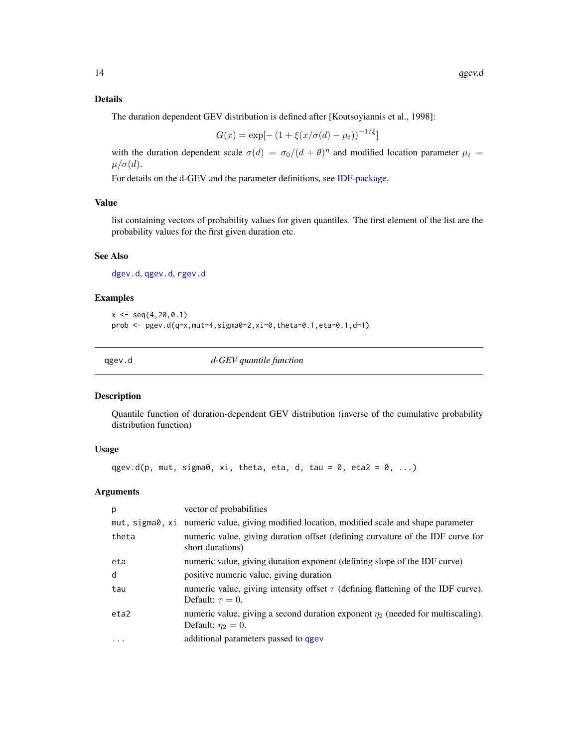### Details

The duration dependent GEV distribution is defined after [Koutsoyiannis et al., 1998]:

$$G(x) = \exp[-\left(1 + \xi(x/\sigma(d) - \mu_t)\right)^{-1/\xi}]$$

with the duration dependent scale $\sigma(d) = \sigma_0/(d+\theta)^\eta$ and modified location parameter $\mu_t = \mu/\sigma(d)$.

For details on the d-GEV and the parameter definitions, see IDF-package.

### Value

list containing vectors of probability values for given quantiles. The first element of the list are the probability values for the first given duration etc.

### See Also

`dgev.d`, `qgev.d`, `rgev.d`

### Examples

```
x <- seq(4,20,0.1)
prob <- pgev.d(q=x,mut=4,sigma0=2,xi=0,theta=0.1,eta=0.1,d=1)
```

---

## qgev.d — *d-GEV quantile function*

### Description

Quantile function of duration-dependent GEV distribution (inverse of the cumulative probability distribution function)

### Usage

```
qgev.d(p, mut, sigma0, xi, theta, eta, d, tau = 0, eta2 = 0, ...)
```

### Arguments

| Argument | Description |
| --- | --- |
| `p` | vector of probabilities |
| `mut, sigma0, xi` | numeric value, giving modified location, modified scale and shape parameter |
| `theta` | numeric value, giving duration offset (defining curvature of the IDF curve for short durations) |
| `eta` | numeric value, giving duration exponent (defining slope of the IDF curve) |
| `d` | positive numeric value, giving duration |
| `tau` | numeric value, giving intensity offset $\tau$ (defining flattening of the IDF curve). Default: $\tau = 0$. |
| `eta2` | numeric value, giving a second duration exponent $\eta_2$ (needed for multiscaling). Default: $\eta_2 = 0$. |
| `...` | additional parameters passed to `qgev` |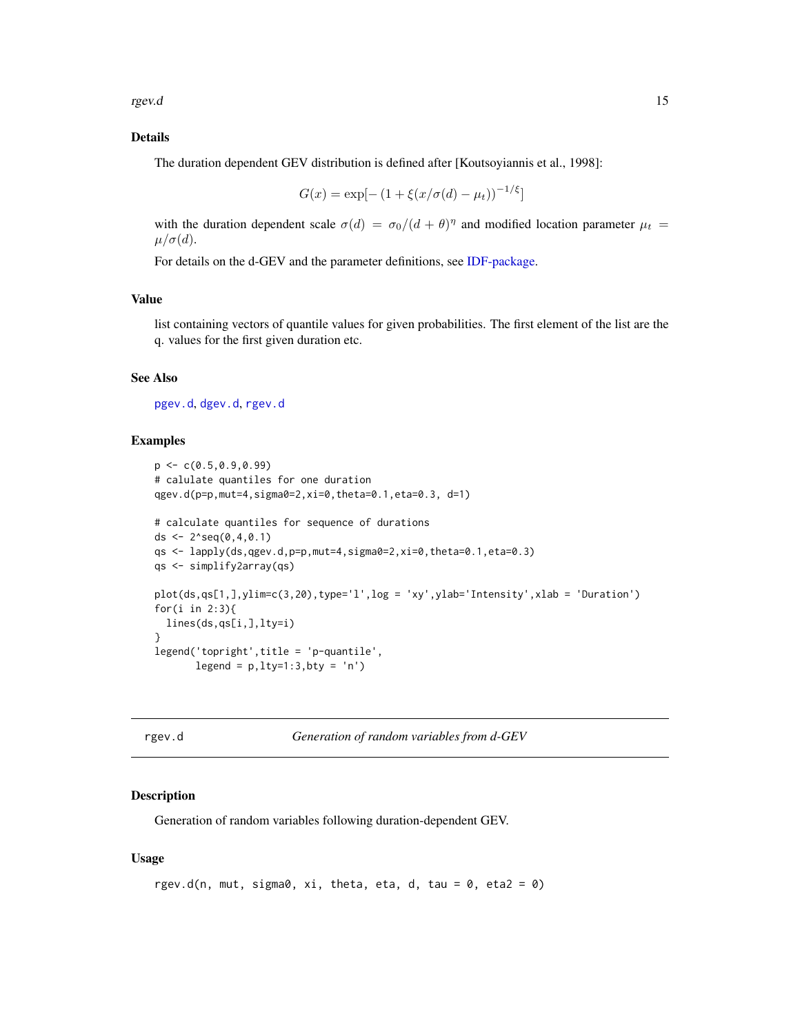### Details

The duration dependent GEV distribution is defined after [Koutsoyiannis et al., 1998]:

$$G(x) = \exp[-(1 + \xi(x/\sigma(d) - \mu_t))^{-1/\xi}]$$

with the duration dependent scale $\sigma(d) = \sigma_0/(d + \theta)^\eta$ and modified location parameter $\mu_t = \mu/\sigma(d)$.

For details on the d-GEV and the parameter definitions, see IDF-package.

### Value

list containing vectors of quantile values for given probabilities. The first element of the list are the q. values for the first given duration etc.

### See Also

pgev.d, dgev.d, rgev.d

### Examples

```
p <- c(0.5,0.9,0.99)
# calulate quantiles for one duration
qgev.d(p=p,mut=4,sigma0=2,xi=0,theta=0.1,eta=0.3, d=1)

# calculate quantiles for sequence of durations
ds <- 2^seq(0,4,0.1)
qs <- lapply(ds,qgev.d,p=p,mut=4,sigma0=2,xi=0,theta=0.1,eta=0.3)
qs <- simplify2array(qs)

plot(ds,qs[1,],ylim=c(3,20),type='l',log = 'xy',ylab='Intensity',xlab = 'Duration')
for(i in 2:3){
  lines(ds,qs[i,],lty=i)
}
legend('topright',title = 'p-quantile',
       legend = p,lty=1:3,bty = 'n')
```

---

## rgev.d — *Generation of random variables from d-GEV*

### Description

Generation of random variables following duration-dependent GEV.

### Usage

```
rgev.d(n, mut, sigma0, xi, theta, eta, d, tau = 0, eta2 = 0)
```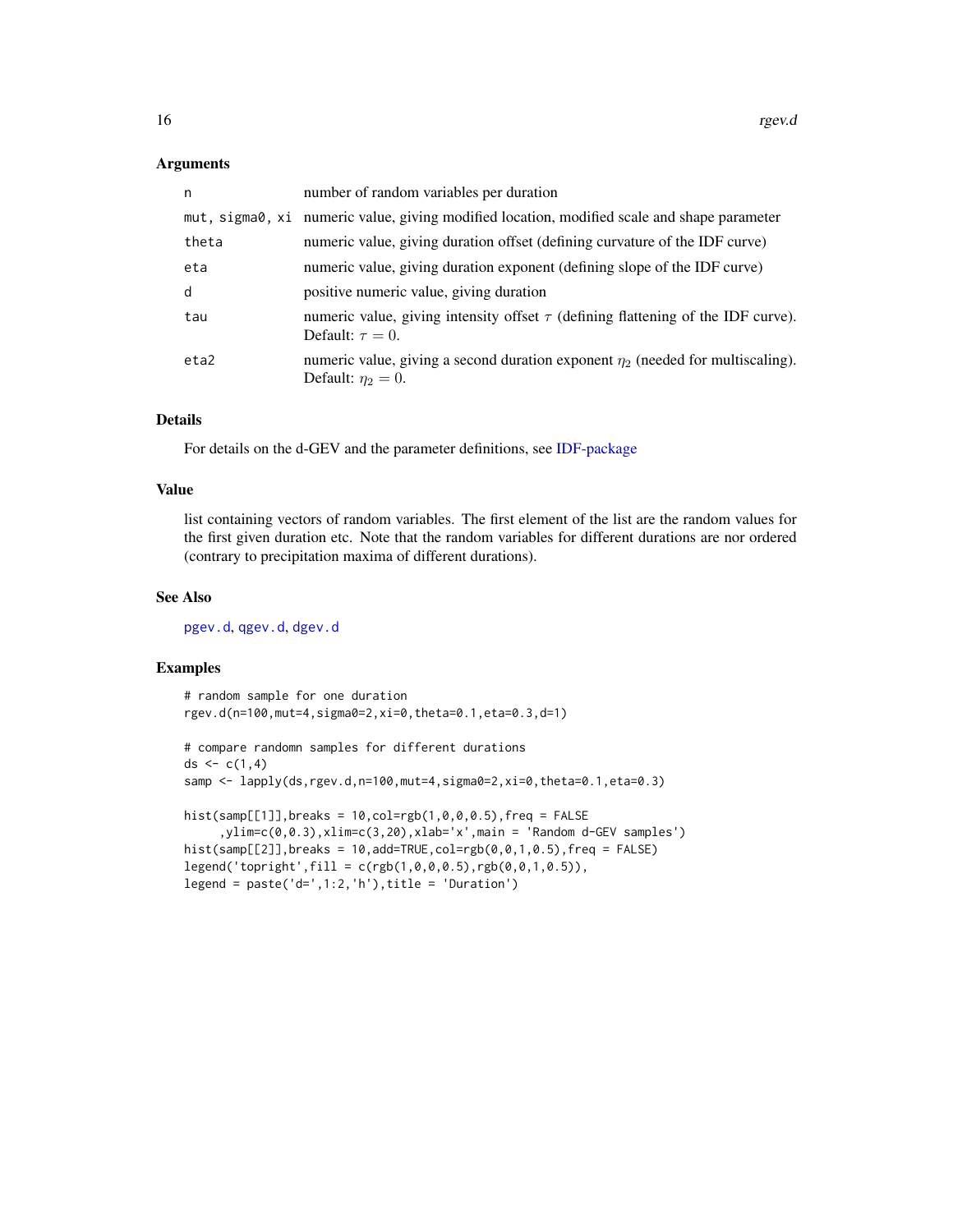### Arguments

| | |
|---|---|
| n | number of random variables per duration |
| mut, sigma0, xi | numeric value, giving modified location, modified scale and shape parameter |
| theta | numeric value, giving duration offset (defining curvature of the IDF curve) |
| eta | numeric value, giving duration exponent (defining slope of the IDF curve) |
| d | positive numeric value, giving duration |
| tau | numeric value, giving intensity offset $\tau$ (defining flattening of the IDF curve). Default: $\tau = 0$. |
| eta2 | numeric value, giving a second duration exponent $\eta_2$ (needed for multiscaling). Default: $\eta_2 = 0$. |

### Details

For details on the d-GEV and the parameter definitions, see IDF-package

### Value

list containing vectors of random variables. The first element of the list are the random values for the first given duration etc. Note that the random variables for different durations are nor ordered (contrary to precipitation maxima of different durations).

### See Also

pgev.d, qgev.d, dgev.d

### Examples

```
# random sample for one duration
rgev.d(n=100,mut=4,sigma0=2,xi=0,theta=0.1,eta=0.3,d=1)

# compare randomn samples for different durations
ds <- c(1,4)
samp <- lapply(ds,rgev.d,n=100,mut=4,sigma0=2,xi=0,theta=0.1,eta=0.3)

hist(samp[[1]],breaks = 10,col=rgb(1,0,0,0.5),freq = FALSE
     ,ylim=c(0,0.3),xlim=c(3,20),xlab='x',main = 'Random d-GEV samples')
hist(samp[[2]],breaks = 10,add=TRUE,col=rgb(0,0,1,0.5),freq = FALSE)
legend('topright',fill = c(rgb(1,0,0,0.5),rgb(0,0,1,0.5)),
legend = paste('d=',1:2,'h'),title = 'Duration')
```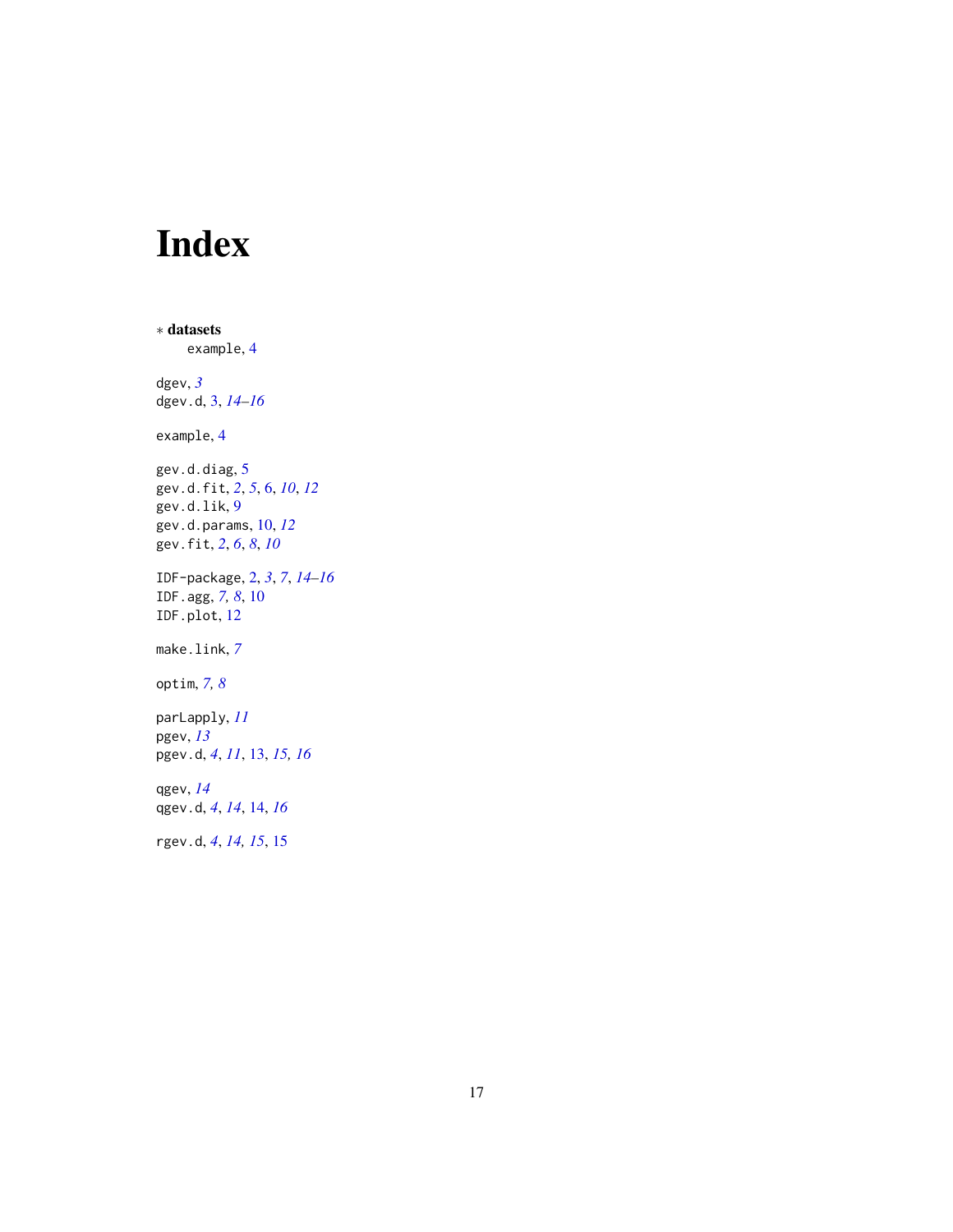# Index

∗ **datasets**
    example, 4

dgev, *3*
dgev.d, 3, *14–16*

example, 4

gev.d.diag, 5
gev.d.fit, *2*, *5*, 6, *10*, *12*
gev.d.lik, 9
gev.d.params, 10, *12*
gev.fit, *2*, *6*, *8*, *10*

IDF-package, 2, *3*, *7*, *14–16*
IDF.agg, *7, 8*, 10
IDF.plot, 12

make.link, *7*

optim, *7, 8*

parLapply, *11*
pgev, *13*
pgev.d, *4*, *11*, 13, *15, 16*

qgev, *14*
qgev.d, *4*, *14*, 14, *16*

rgev.d, *4*, *14, 15*, 15